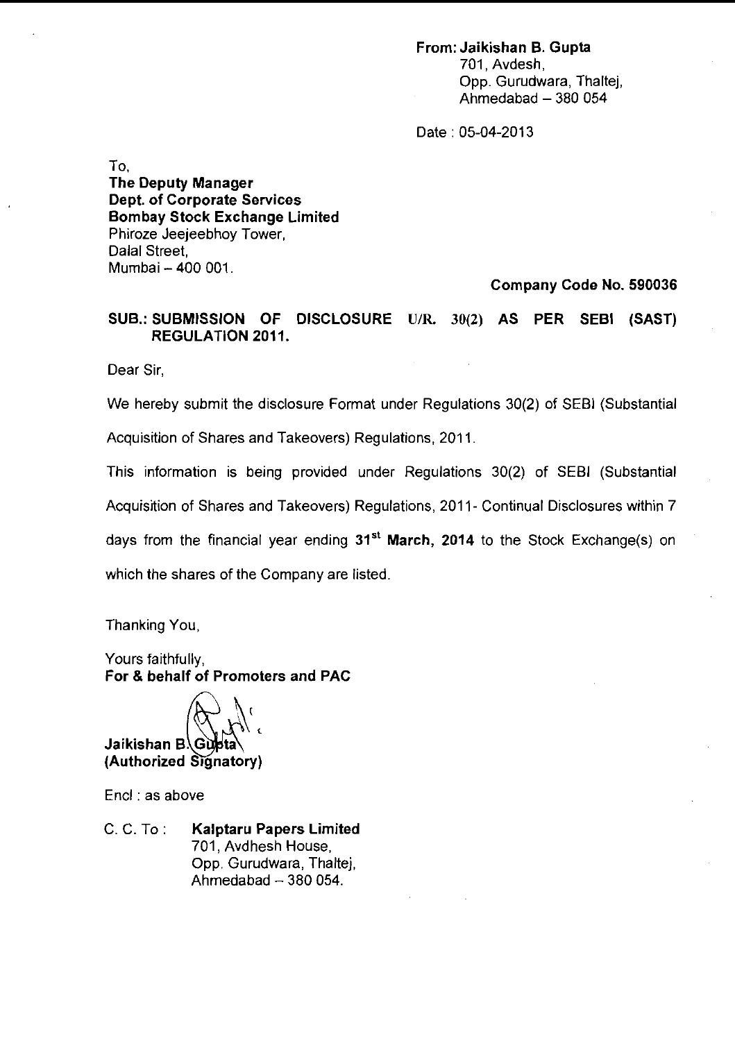**From: Jaikishan B. Gupta**
701, Avdesh,
Opp. Gurudwara, Thaltej,
Ahmedabad – 380 054

Date : 05-04-2013

To,
**The Deputy Manager**
**Dept. of Corporate Services**
**Bombay Stock Exchange Limited**
Phiroze Jeejeebhoy Tower,
Dalal Street,
Mumbai – 400 001.

**Company Code No. 590036**

**SUB.: SUBMISSION OF DISCLOSURE U/R. 30(2) AS PER SEBI (SAST) REGULATION 2011.**

Dear Sir,

We hereby submit the disclosure Format under Regulations 30(2) of SEBI (Substantial Acquisition of Shares and Takeovers) Regulations, 2011.

This information is being provided under Regulations 30(2) of SEBI (Substantial Acquisition of Shares and Takeovers) Regulations, 2011- Continual Disclosures within 7 days from the financial year ending **31st March, 2014** to the Stock Exchange(s) on which the shares of the Company are listed.

Thanking You,

Yours faithfully,
**For & behalf of Promoters and PAC**

**Jaikishan B. Gupta**
**(Authorized Signatory)**

Encl : as above

C. C. To : **Kalptaru Papers Limited**
701, Avdhesh House,
Opp. Gurudwara, Thaltej,
Ahmedabad – 380 054.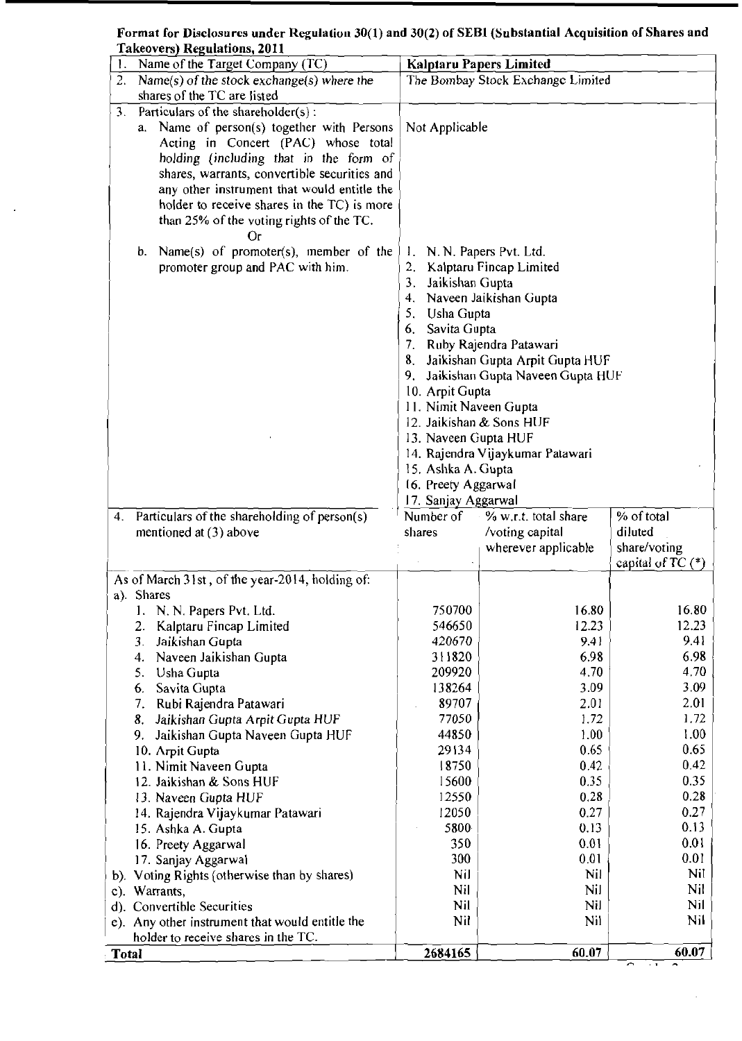**Format for Disclosures under Regulation 30(1) and 30(2) of SEBI (Substantial Acquisition of Shares and Takeovers) Regulations, 2011**

| | | | |
|---|---|---|---|
| 1. Name of the Target Company (TC) | **Kalptaru Papers Limited** | | |
| 2. Name(s) of the stock exchange(s) where the shares of the TC are listed | The Bombay Stock Exchange Limited | | |
| 3. Particulars of the shareholder(s) :<br>a. Name of person(s) together with Persons Acting in Concert (PAC) whose total holding (including that in the form of shares, warrants, convertible securities and any other instrument that would entitle the holder to receive shares in the TC) is more than 25% of the voting rights of the TC.<br>Or | Not Applicable | | |
| b. Name(s) of promoter(s), member of the promoter group and PAC with him. | 1. N. N. Papers Pvt. Ltd.<br>2. Kalptaru Fincap Limited<br>3. Jaikishan Gupta<br>4. Naveen Jaikishan Gupta<br>5. Usha Gupta<br>6. Savita Gupta<br>7. Ruby Rajendra Patawari<br>8. Jaikishan Gupta Arpit Gupta HUF<br>9. Jaikishan Gupta Naveen Gupta HUF<br>10. Arpit Gupta<br>11. Nimit Naveen Gupta<br>12. Jaikishan & Sons HUF<br>13. Naveen Gupta HUF<br>14. Rajendra Vijaykumar Patawari<br>15. Ashka A. Gupta<br>16. Preety Aggarwal<br>17. Sanjay Aggarwal | | |
| 4. Particulars of the shareholding of person(s) mentioned at (3) above | Number of shares | % w.r.t. total share /voting capital wherever applicable | % of total diluted share/voting capital of TC (*) |
| As of March 31st , of the year-2014, holding of: | | | |
| a). Shares | | | |
| 1. N. N. Papers Pvt. Ltd. | 750700 | 16.80 | 16.80 |
| 2. Kalptaru Fincap Limited | 546650 | 12.23 | 12.23 |
| 3. Jaikishan Gupta | 420670 | 9.41 | 9.41 |
| 4. Naveen Jaikishan Gupta | 311820 | 6.98 | 6.98 |
| 5. Usha Gupta | 209920 | 4.70 | 4.70 |
| 6. Savita Gupta | 138264 | 3.09 | 3.09 |
| 7. Rubi Rajendra Patawari | 89707 | 2.01 | 2.01 |
| 8. Jaikishan Gupta Arpit Gupta HUF | 77050 | 1.72 | 1.72 |
| 9. Jaikishan Gupta Naveen Gupta HUF | 44850 | 1.00 | 1.00 |
| 10. Arpit Gupta | 29134 | 0.65 | 0.65 |
| 11. Nimit Naveen Gupta | 18750 | 0.42 | 0.42 |
| 12. Jaikishan & Sons HUF | 15600 | 0.35 | 0.35 |
| 13. Naveen Gupta HUF | 12550 | 0.28 | 0.28 |
| 14. Rajendra Vijaykumar Patawari | 12050 | 0.27 | 0.27 |
| 15. Ashka A. Gupta | 5800 | 0.13 | 0.13 |
| 16. Preety Aggarwal | 350 | 0.01 | 0.01 |
| 17. Sanjay Aggarwal | 300 | 0.01 | 0.01 |
| b). Voting Rights (otherwise than by shares) | Nil | Nil | Nil |
| c). Warrants, | Nil | Nil | Nil |
| d). Convertible Securities | Nil | Nil | Nil |
| e). Any other instrument that would entitle the holder to receive shares in the TC. | Nil | Nil | Nil |
| **Total** | **2684165** | **60.07** | **60.07** |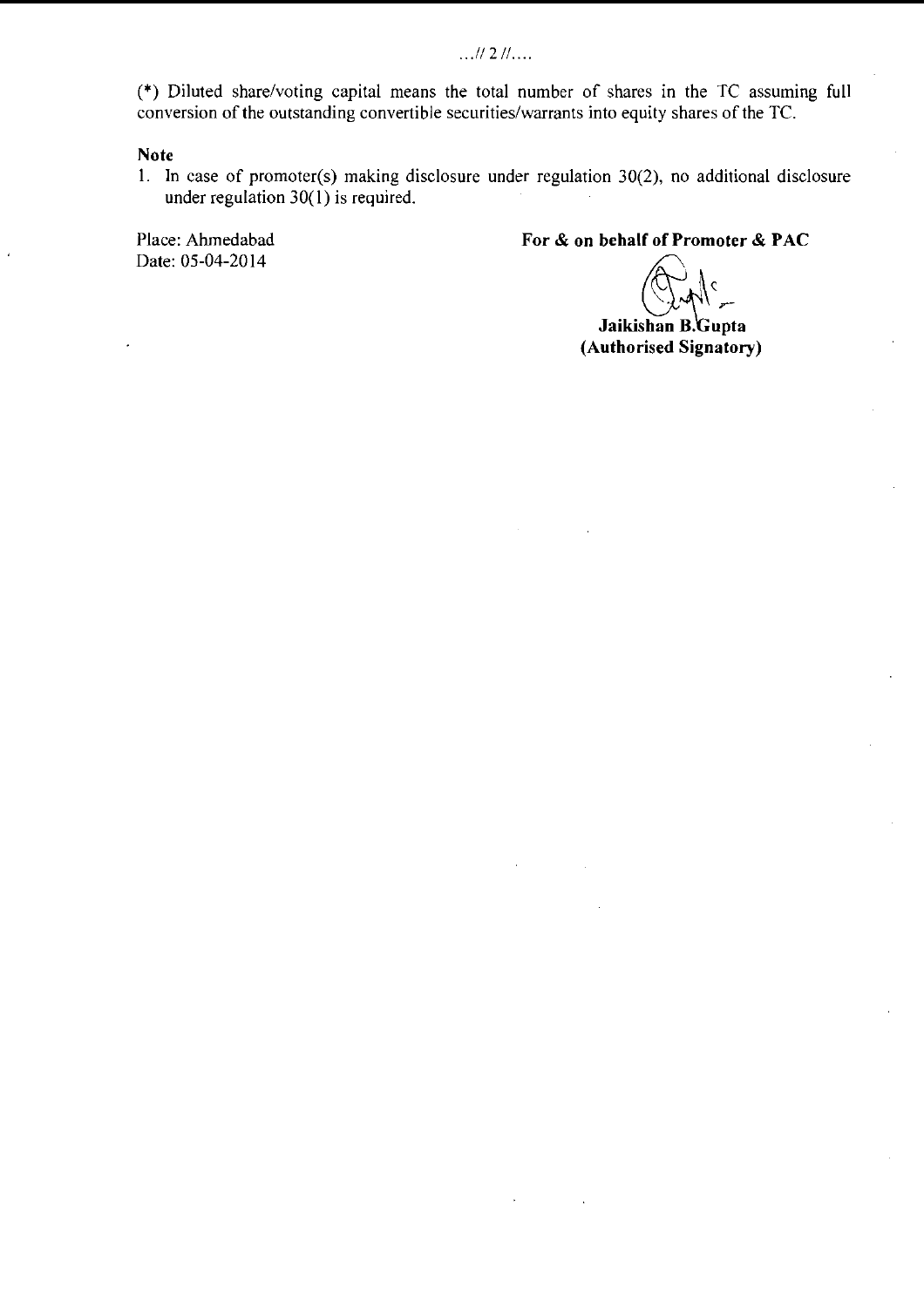(*) Diluted share/voting capital means the total number of shares in the TC assuming full conversion of the outstanding convertible securities/warrants into equity shares of the TC.

**Note**

1. In case of promoter(s) making disclosure under regulation 30(2), no additional disclosure under regulation 30(1) is required.

Place: Ahmedabad
Date: 05-04-2014

**For & on behalf of Promoter & PAC**

**Jaikishan B.Gupta**
**(Authorised Signatory)**